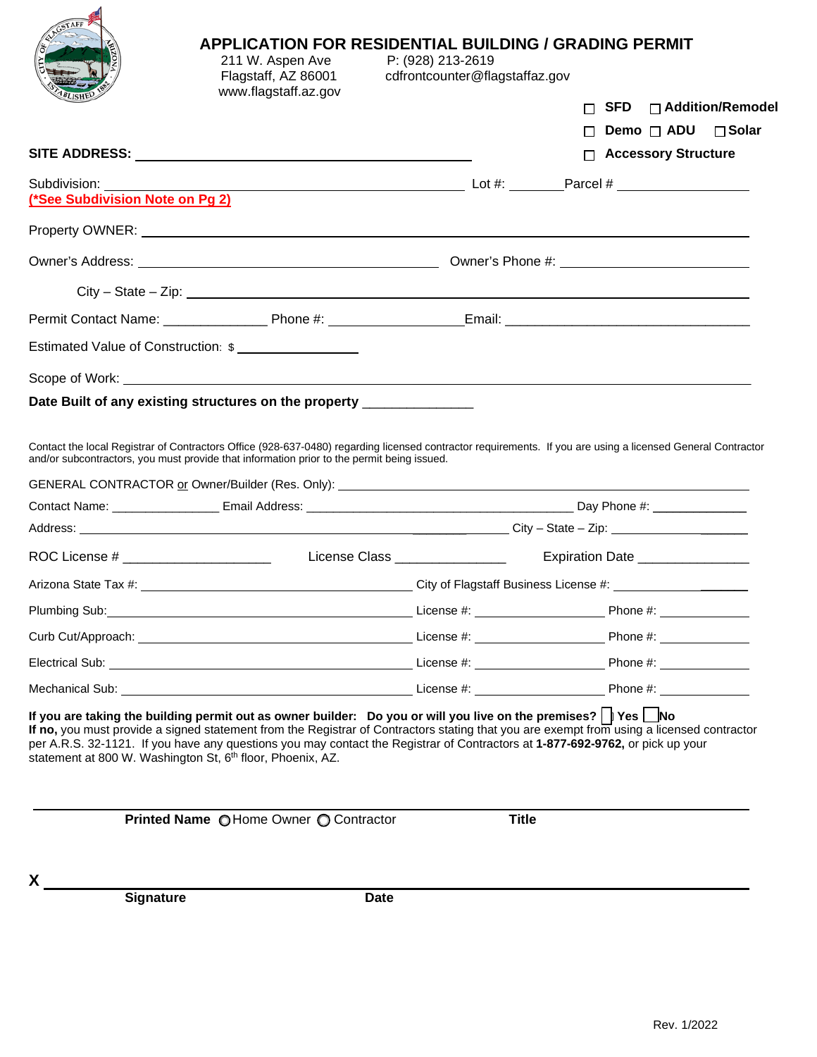# APPLICATION FOR RESIDENTIAL BUILDING / GRADING PERMIT

211 W. Aspen Ave
Flagstaff, AZ 86001
www.flagstaff.az.gov

P: (928) 213-2619
cdfrontcounter@flagstaffaz.gov

☐ SFD ☐ Addition/Remodel
☐ Demo ☐ ADU ☐ Solar
☐ Accessory Structure

**SITE ADDRESS:** ______________________________

Subdivision: ______________________________ Lot #: ________ Parcel # ______________
**(*See Subdivision Note on Pg 2)**

Property OWNER: ______________________________

Owner's Address: ______________________________ Owner's Phone #: ______________

City – State – Zip: ______________________________

Permit Contact Name: ______________ Phone #: ______________ Email: ______________

Estimated Value of Construction: $ ______________

Scope of Work: ______________________________

**Date Built of any existing structures on the property** ______________

Contact the local Registrar of Contractors Office (928-637-0480) regarding licensed contractor requirements. If you are using a licensed General Contractor and/or subcontractors, you must provide that information prior to the permit being issued.

GENERAL CONTRACTOR or Owner/Builder (Res. Only): ______________________________

Contact Name: ______________ Email Address: ______________________ Day Phone #: ______________

Address: ______________________________ City – State – Zip: ______________

ROC License # ______________ License Class ______________ Expiration Date ______________

Arizona State Tax #: ______________________ City of Flagstaff Business License #: ______________

Plumbing Sub: ______________________ License #: ______________ Phone #: ______________

Curb Cut/Approach: ______________________ License #: ______________ Phone #: ______________

Electrical Sub: ______________________ License #: ______________ Phone #: ______________

Mechanical Sub: ______________________ License #: ______________ Phone #: ______________

**If you are taking the building permit out as owner builder: Do you or will you live on the premises?** ☐ **Yes** ☐ **No**
**If no,** you must provide a signed statement from the Registrar of Contractors stating that you are exempt from using a licensed contractor per A.R.S. 32-1121. If you have any questions you may contact the Registrar of Contractors at **1-877-692-9762,** or pick up your statement at 800 W. Washington St, 6th floor, Phoenix, AZ.

______________________________

**Printed Name** ○ Home Owner ○ Contractor **Title**

**X** ______________________________

**Signature** **Date**

Rev. 1/2022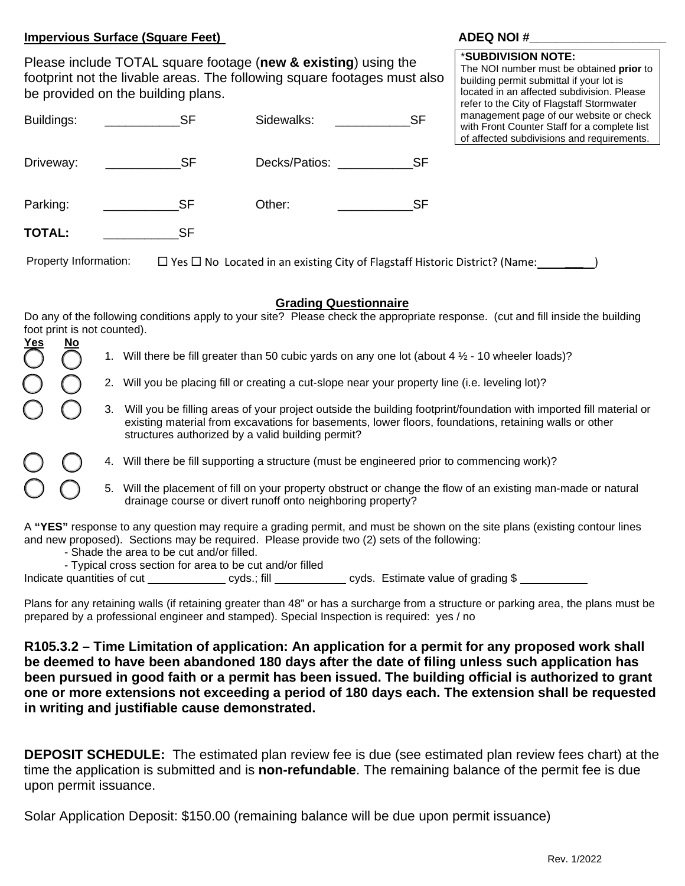**Impervious Surface (Square Feet)**

**ADEQ NOI #___________________**

Please include TOTAL square footage (**new & existing**) using the footprint not the livable areas. The following square footages must also be provided on the building plans.

> ***SUBDIVISION NOTE:**
> The NOI number must be obtained **prior** to building permit submittal if your lot is located in an affected subdivision. Please refer to the City of Flagstaff Stormwater management page of our website or check with Front Counter Staff for a complete list of affected subdivisions and requirements.

| | | | |
|---|---|---|---|
| Buildings: | ___________SF | Sidewalks: | ___________SF |
| Driveway: | ___________SF | Decks/Patios: | ___________SF |
| Parking: | ___________SF | Other: | ___________SF |
| **TOTAL:** | ___________SF | | |

Property Information: ☐ Yes ☐ No Located in an existing City of Flagstaff Historic District? (Name: ________)

## Grading Questionnaire

Do any of the following conditions apply to your site? Please check the appropriate response. (cut and fill inside the building foot print is not counted).

| Yes | No | |
|---|---|---|
| ◯ | ◯ | 1. Will there be fill greater than 50 cubic yards on any one lot (about 4 ½ - 10 wheeler loads)? |
| ◯ | ◯ | 2. Will you be placing fill or creating a cut-slope near your property line (i.e. leveling lot)? |
| ◯ | ◯ | 3. Will you be filling areas of your project outside the building footprint/foundation with imported fill material or existing material from excavations for basements, lower floors, foundations, retaining walls or other structures authorized by a valid building permit? |
| ◯ | ◯ | 4. Will there be fill supporting a structure (must be engineered prior to commencing work)? |
| ◯ | ◯ | 5. Will the placement of fill on your property obstruct or change the flow of an existing man-made or natural drainage course or divert runoff onto neighboring property? |

A **"YES"** response to any question may require a grading permit, and must be shown on the site plans (existing contour lines and new proposed). Sections may be required. Please provide two (2) sets of the following:

- Shade the area to be cut and/or filled.
- Typical cross section for area to be cut and/or filled

Indicate quantities of cut ____________ cyds.; fill ___________ cyds. Estimate value of grading $ ___________

Plans for any retaining walls (if retaining greater than 48" or has a surcharge from a structure or parking area, the plans must be prepared by a professional engineer and stamped). Special Inspection is required: yes / no

**R105.3.2 – Time Limitation of application: An application for a permit for any proposed work shall be deemed to have been abandoned 180 days after the date of filing unless such application has been pursued in good faith or a permit has been issued. The building official is authorized to grant one or more extensions not exceeding a period of 180 days each. The extension shall be requested in writing and justifiable cause demonstrated.**

**DEPOSIT SCHEDULE:** The estimated plan review fee is due (see estimated plan review fees chart) at the time the application is submitted and is **non-refundable**. The remaining balance of the permit fee is due upon permit issuance.

Solar Application Deposit: $150.00 (remaining balance will be due upon permit issuance)

Rev. 1/2022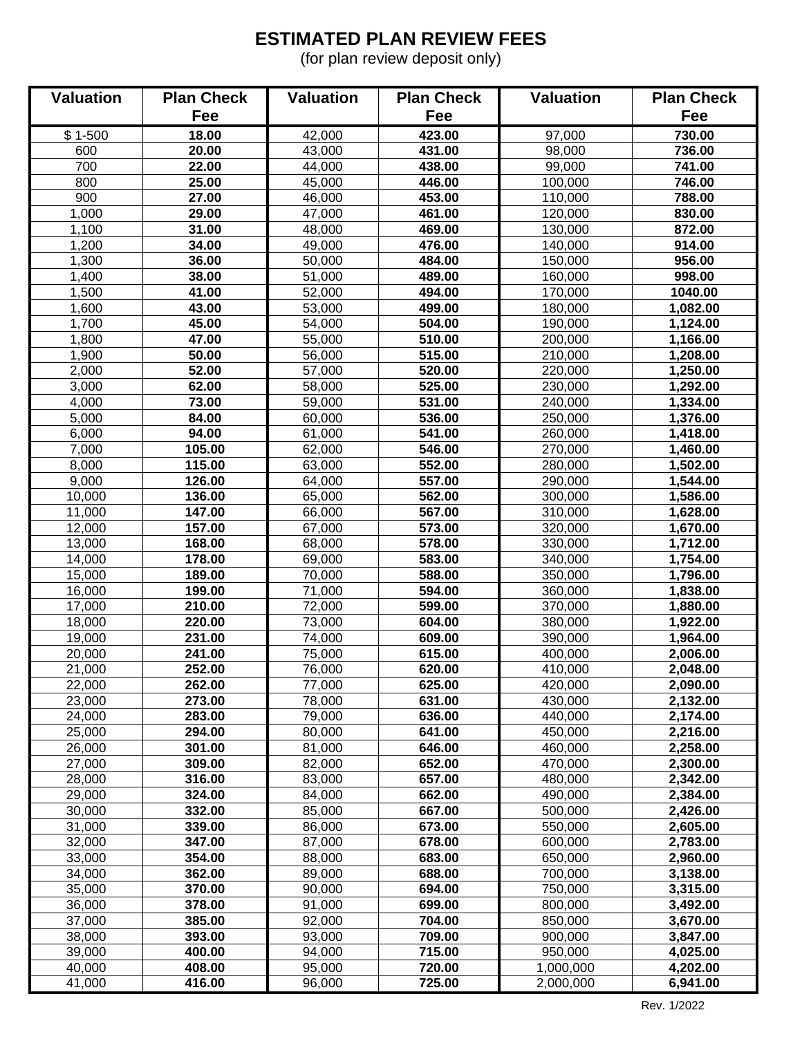# ESTIMATED PLAN REVIEW FEES

(for plan review deposit only)

| Valuation | Plan Check Fee | Valuation | Plan Check Fee | Valuation | Plan Check Fee |
|---|---|---|---|---|---|
| $ 1-500 | **18.00** | 42,000 | **423.00** | 97,000 | **730.00** |
| 600 | **20.00** | 43,000 | **431.00** | 98,000 | **736.00** |
| 700 | **22.00** | 44,000 | **438.00** | 99,000 | **741.00** |
| 800 | **25.00** | 45,000 | **446.00** | 100,000 | **746.00** |
| 900 | **27.00** | 46,000 | **453.00** | 110,000 | **788.00** |
| 1,000 | **29.00** | 47,000 | **461.00** | 120,000 | **830.00** |
| 1,100 | **31.00** | 48,000 | **469.00** | 130,000 | **872.00** |
| 1,200 | **34.00** | 49,000 | **476.00** | 140,000 | **914.00** |
| 1,300 | **36.00** | 50,000 | **484.00** | 150,000 | **956.00** |
| 1,400 | **38.00** | 51,000 | **489.00** | 160,000 | **998.00** |
| 1,500 | **41.00** | 52,000 | **494.00** | 170,000 | **1040.00** |
| 1,600 | **43.00** | 53,000 | **499.00** | 180,000 | **1,082.00** |
| 1,700 | **45.00** | 54,000 | **504.00** | 190,000 | **1,124.00** |
| 1,800 | **47.00** | 55,000 | **510.00** | 200,000 | **1,166.00** |
| 1,900 | **50.00** | 56,000 | **515.00** | 210,000 | **1,208.00** |
| 2,000 | **52.00** | 57,000 | **520.00** | 220,000 | **1,250.00** |
| 3,000 | **62.00** | 58,000 | **525.00** | 230,000 | **1,292.00** |
| 4,000 | **73.00** | 59,000 | **531.00** | 240,000 | **1,334.00** |
| 5,000 | **84.00** | 60,000 | **536.00** | 250,000 | **1,376.00** |
| 6,000 | **94.00** | 61,000 | **541.00** | 260,000 | **1,418.00** |
| 7,000 | **105.00** | 62,000 | **546.00** | 270,000 | **1,460.00** |
| 8,000 | **115.00** | 63,000 | **552.00** | 280,000 | **1,502.00** |
| 9,000 | **126.00** | 64,000 | **557.00** | 290,000 | **1,544.00** |
| 10,000 | **136.00** | 65,000 | **562.00** | 300,000 | **1,586.00** |
| 11,000 | **147.00** | 66,000 | **567.00** | 310,000 | **1,628.00** |
| 12,000 | **157.00** | 67,000 | **573.00** | 320,000 | **1,670.00** |
| 13,000 | **168.00** | 68,000 | **578.00** | 330,000 | **1,712.00** |
| 14,000 | **178.00** | 69,000 | **583.00** | 340,000 | **1,754.00** |
| 15,000 | **189.00** | 70,000 | **588.00** | 350,000 | **1,796.00** |
| 16,000 | **199.00** | 71,000 | **594.00** | 360,000 | **1,838.00** |
| 17,000 | **210.00** | 72,000 | **599.00** | 370,000 | **1,880.00** |
| 18,000 | **220.00** | 73,000 | **604.00** | 380,000 | **1,922.00** |
| 19,000 | **231.00** | 74,000 | **609.00** | 390,000 | **1,964.00** |
| 20,000 | **241.00** | 75,000 | **615.00** | 400,000 | **2,006.00** |
| 21,000 | **252.00** | 76,000 | **620.00** | 410,000 | **2,048.00** |
| 22,000 | **262.00** | 77,000 | **625.00** | 420,000 | **2,090.00** |
| 23,000 | **273.00** | 78,000 | **631.00** | 430,000 | **2,132.00** |
| 24,000 | **283.00** | 79,000 | **636.00** | 440,000 | **2,174.00** |
| 25,000 | **294.00** | 80,000 | **641.00** | 450,000 | **2,216.00** |
| 26,000 | **301.00** | 81,000 | **646.00** | 460,000 | **2,258.00** |
| 27,000 | **309.00** | 82,000 | **652.00** | 470,000 | **2,300.00** |
| 28,000 | **316.00** | 83,000 | **657.00** | 480,000 | **2,342.00** |
| 29,000 | **324.00** | 84,000 | **662.00** | 490,000 | **2,384.00** |
| 30,000 | **332.00** | 85,000 | **667.00** | 500,000 | **2,426.00** |
| 31,000 | **339.00** | 86,000 | **673.00** | 550,000 | **2,605.00** |
| 32,000 | **347.00** | 87,000 | **678.00** | 600,000 | **2,783.00** |
| 33,000 | **354.00** | 88,000 | **683.00** | 650,000 | **2,960.00** |
| 34,000 | **362.00** | 89,000 | **688.00** | 700,000 | **3,138.00** |
| 35,000 | **370.00** | 90,000 | **694.00** | 750,000 | **3,315.00** |
| 36,000 | **378.00** | 91,000 | **699.00** | 800,000 | **3,492.00** |
| 37,000 | **385.00** | 92,000 | **704.00** | 850,000 | **3,670.00** |
| 38,000 | **393.00** | 93,000 | **709.00** | 900,000 | **3,847.00** |
| 39,000 | **400.00** | 94,000 | **715.00** | 950,000 | **4,025.00** |
| 40,000 | **408.00** | 95,000 | **720.00** | 1,000,000 | **4,202.00** |
| 41,000 | **416.00** | 96,000 | **725.00** | 2,000,000 | **6,941.00** |

Rev. 1/2022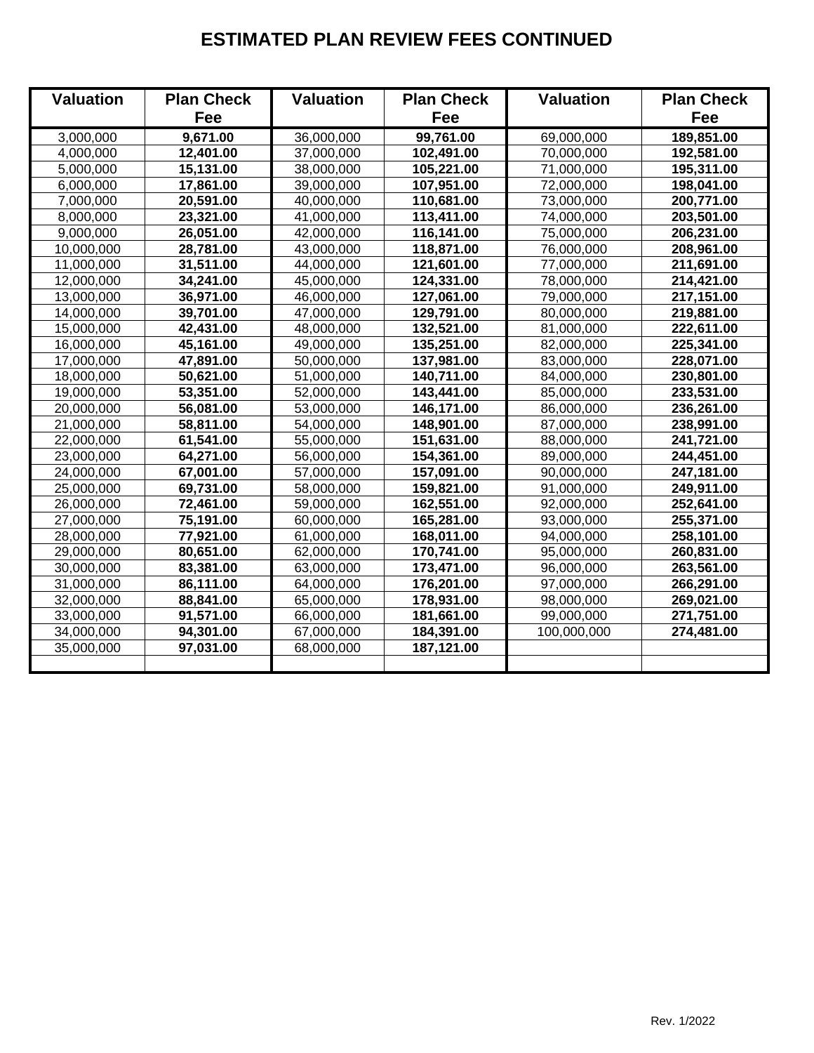# ESTIMATED PLAN REVIEW FEES CONTINUED

| Valuation | Plan Check Fee | Valuation | Plan Check Fee | Valuation | Plan Check Fee |
|---|---|---|---|---|---|
| 3,000,000 | **9,671.00** | 36,000,000 | **99,761.00** | 69,000,000 | **189,851.00** |
| 4,000,000 | **12,401.00** | 37,000,000 | **102,491.00** | 70,000,000 | **192,581.00** |
| 5,000,000 | **15,131.00** | 38,000,000 | **105,221.00** | 71,000,000 | **195,311.00** |
| 6,000,000 | **17,861.00** | 39,000,000 | **107,951.00** | 72,000,000 | **198,041.00** |
| 7,000,000 | **20,591.00** | 40,000,000 | **110,681.00** | 73,000,000 | **200,771.00** |
| 8,000,000 | **23,321.00** | 41,000,000 | **113,411.00** | 74,000,000 | **203,501.00** |
| 9,000,000 | **26,051.00** | 42,000,000 | **116,141.00** | 75,000,000 | **206,231.00** |
| 10,000,000 | **28,781.00** | 43,000,000 | **118,871.00** | 76,000,000 | **208,961.00** |
| 11,000,000 | **31,511.00** | 44,000,000 | **121,601.00** | 77,000,000 | **211,691.00** |
| 12,000,000 | **34,241.00** | 45,000,000 | **124,331.00** | 78,000,000 | **214,421.00** |
| 13,000,000 | **36,971.00** | 46,000,000 | **127,061.00** | 79,000,000 | **217,151.00** |
| 14,000,000 | **39,701.00** | 47,000,000 | **129,791.00** | 80,000,000 | **219,881.00** |
| 15,000,000 | **42,431.00** | 48,000,000 | **132,521.00** | 81,000,000 | **222,611.00** |
| 16,000,000 | **45,161.00** | 49,000,000 | **135,251.00** | 82,000,000 | **225,341.00** |
| 17,000,000 | **47,891.00** | 50,000,000 | **137,981.00** | 83,000,000 | **228,071.00** |
| 18,000,000 | **50,621.00** | 51,000,000 | **140,711.00** | 84,000,000 | **230,801.00** |
| 19,000,000 | **53,351.00** | 52,000,000 | **143,441.00** | 85,000,000 | **233,531.00** |
| 20,000,000 | **56,081.00** | 53,000,000 | **146,171.00** | 86,000,000 | **236,261.00** |
| 21,000,000 | **58,811.00** | 54,000,000 | **148,901.00** | 87,000,000 | **238,991.00** |
| 22,000,000 | **61,541.00** | 55,000,000 | **151,631.00** | 88,000,000 | **241,721.00** |
| 23,000,000 | **64,271.00** | 56,000,000 | **154,361.00** | 89,000,000 | **244,451.00** |
| 24,000,000 | **67,001.00** | 57,000,000 | **157,091.00** | 90,000,000 | **247,181.00** |
| 25,000,000 | **69,731.00** | 58,000,000 | **159,821.00** | 91,000,000 | **249,911.00** |
| 26,000,000 | **72,461.00** | 59,000,000 | **162,551.00** | 92,000,000 | **252,641.00** |
| 27,000,000 | **75,191.00** | 60,000,000 | **165,281.00** | 93,000,000 | **255,371.00** |
| 28,000,000 | **77,921.00** | 61,000,000 | **168,011.00** | 94,000,000 | **258,101.00** |
| 29,000,000 | **80,651.00** | 62,000,000 | **170,741.00** | 95,000,000 | **260,831.00** |
| 30,000,000 | **83,381.00** | 63,000,000 | **173,471.00** | 96,000,000 | **263,561.00** |
| 31,000,000 | **86,111.00** | 64,000,000 | **176,201.00** | 97,000,000 | **266,291.00** |
| 32,000,000 | **88,841.00** | 65,000,000 | **178,931.00** | 98,000,000 | **269,021.00** |
| 33,000,000 | **91,571.00** | 66,000,000 | **181,661.00** | 99,000,000 | **271,751.00** |
| 34,000,000 | **94,301.00** | 67,000,000 | **184,391.00** | 100,000,000 | **274,481.00** |
| 35,000,000 | **97,031.00** | 68,000,000 | **187,121.00** | | |
| | | | | | |

Rev. 1/2022